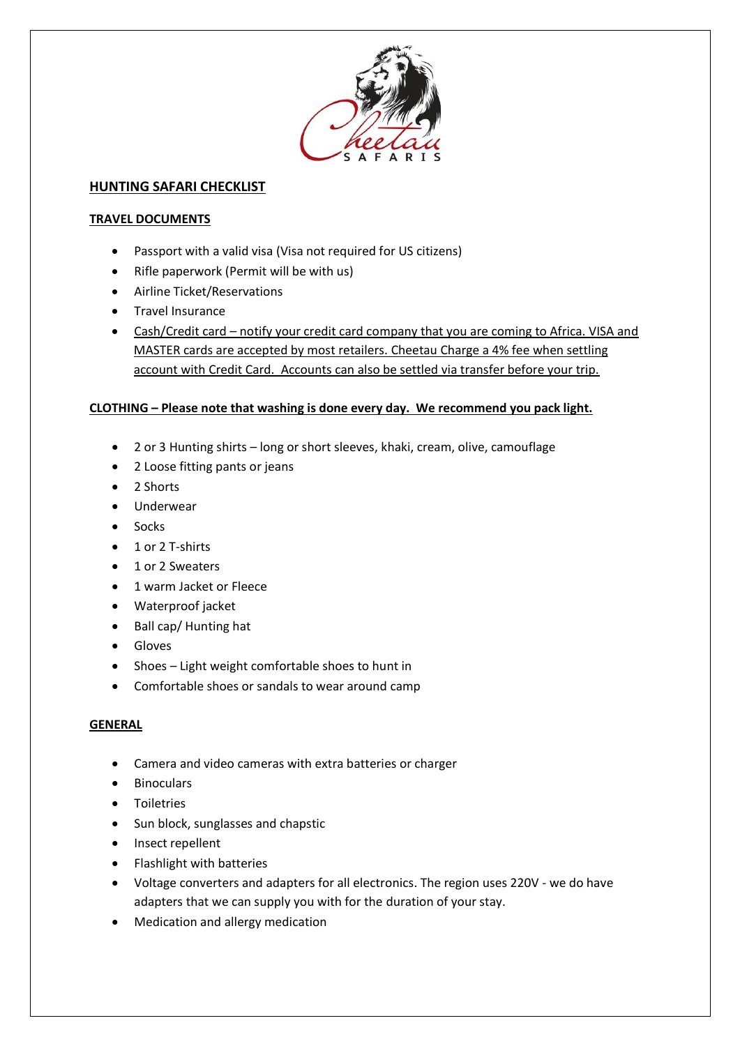Cheetau SAFARIS

## HUNTING SAFARI CHECKLIST

### TRAVEL DOCUMENTS

- Passport with a valid visa (Visa not required for US citizens)
- Rifle paperwork (Permit will be with us)
- Airline Ticket/Reservations
- Travel Insurance
- Cash/Credit card – notify your credit card company that you are coming to Africa. VISA and MASTER cards are accepted by most retailers. Cheetau Charge a 4% fee when settling account with Credit Card. Accounts can also be settled via transfer before your trip.

### CLOTHING – Please note that washing is done every day. We recommend you pack light.

- 2 or 3 Hunting shirts – long or short sleeves, khaki, cream, olive, camouflage
- 2 Loose fitting pants or jeans
- 2 Shorts
- Underwear
- Socks
- 1 or 2 T-shirts
- 1 or 2 Sweaters
- 1 warm Jacket or Fleece
- Waterproof jacket
- Ball cap/ Hunting hat
- Gloves
- Shoes – Light weight comfortable shoes to hunt in
- Comfortable shoes or sandals to wear around camp

### GENERAL

- Camera and video cameras with extra batteries or charger
- Binoculars
- Toiletries
- Sun block, sunglasses and chapstic
- Insect repellent
- Flashlight with batteries
- Voltage converters and adapters for all electronics. The region uses 220V - we do have adapters that we can supply you with for the duration of your stay.
- Medication and allergy medication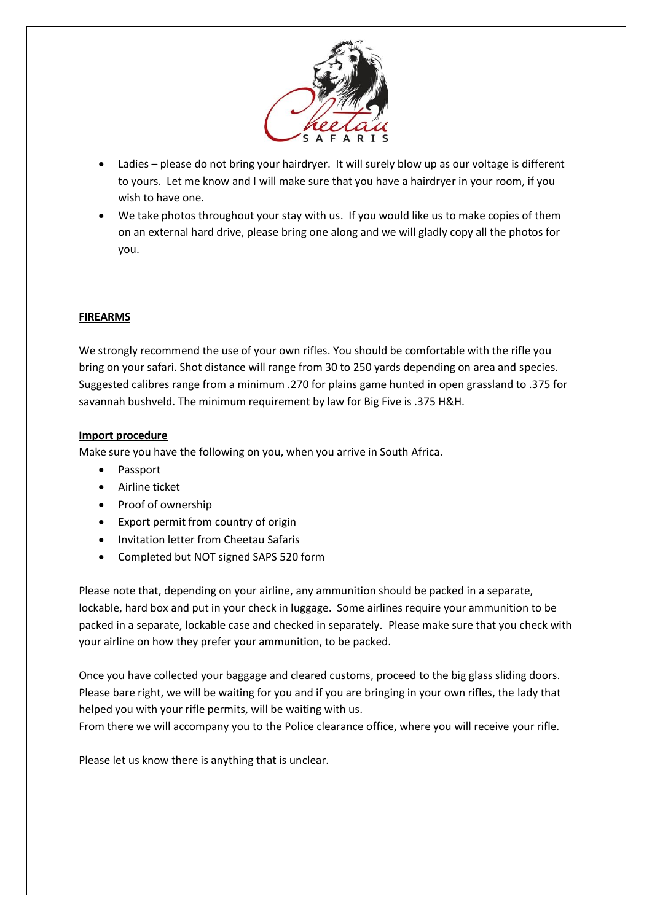- Ladies – please do not bring your hairdryer. It will surely blow up as our voltage is different to yours. Let me know and I will make sure that you have a hairdryer in your room, if you wish to have one.
- We take photos throughout your stay with us. If you would like us to make copies of them on an external hard drive, please bring one along and we will gladly copy all the photos for you.

**FIREARMS**

We strongly recommend the use of your own rifles. You should be comfortable with the rifle you bring on your safari. Shot distance will range from 30 to 250 yards depending on area and species. Suggested calibres range from a minimum .270 for plains game hunted in open grassland to .375 for savannah bushveld. The minimum requirement by law for Big Five is .375 H&H.

**Import procedure**

Make sure you have the following on you, when you arrive in South Africa.

- Passport
- Airline ticket
- Proof of ownership
- Export permit from country of origin
- Invitation letter from Cheetau Safaris
- Completed but NOT signed SAPS 520 form

Please note that, depending on your airline, any ammunition should be packed in a separate, lockable, hard box and put in your check in luggage. Some airlines require your ammunition to be packed in a separate, lockable case and checked in separately. Please make sure that you check with your airline on how they prefer your ammunition, to be packed.

Once you have collected your baggage and cleared customs, proceed to the big glass sliding doors. Please bare right, we will be waiting for you and if you are bringing in your own rifles, the lady that helped you with your rifle permits, will be waiting with us.
From there we will accompany you to the Police clearance office, where you will receive your rifle.

Please let us know there is anything that is unclear.